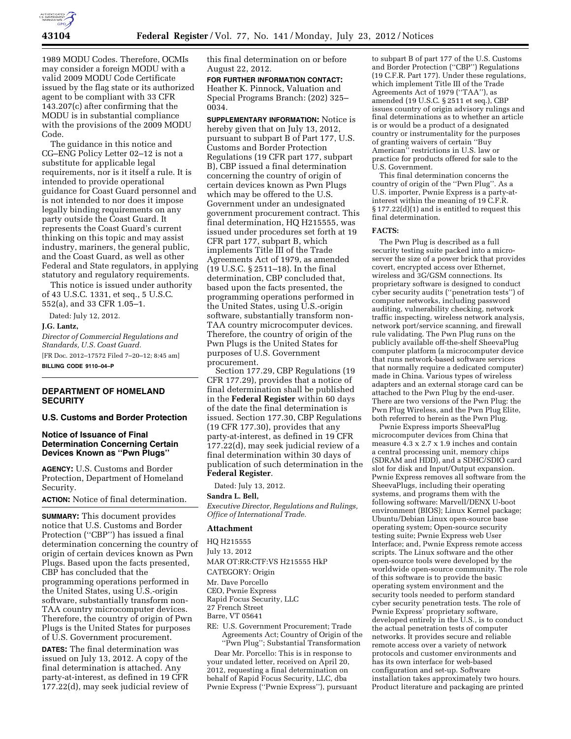1989 MODU Codes. Therefore, OCMIs may consider a foreign MODU with a valid 2009 MODU Code Certificate issued by the flag state or its authorized agent to be compliant with 33 CFR 143.207(c) after confirming that the MODU is in substantial compliance with the provisions of the 2009 MODU Code.

The guidance in this notice and CG–ENG Policy Letter 02–12 is not a substitute for applicable legal requirements, nor is it itself a rule. It is intended to provide operational guidance for Coast Guard personnel and is not intended to nor does it impose legally binding requirements on any party outside the Coast Guard. It represents the Coast Guard's current thinking on this topic and may assist industry, mariners, the general public, and the Coast Guard, as well as other Federal and State regulators, in applying statutory and regulatory requirements.

This notice is issued under authority of 43 U.S.C. 1331, et seq., 5 U.S.C. 552(a), and 33 CFR 1.05–1.

Dated: July 12, 2012.

**J.G. Lantz,**

*Director of Commercial Regulations and Standards, U.S. Coast Guard.*

[FR Doc. 2012–17572 Filed 7–20–12; 8:45 am]

**BILLING CODE 9110–04–P**

## DEPARTMENT OF HOMELAND SECURITY

### U.S. Customs and Border Protection

### Notice of Issuance of Final Determination Concerning Certain Devices Known as "Pwn Plugs"

**AGENCY:** U.S. Customs and Border Protection, Department of Homeland Security.

**ACTION:** Notice of final determination.

**SUMMARY:** This document provides notice that U.S. Customs and Border Protection ("CBP") has issued a final determination concerning the country of origin of certain devices known as Pwn Plugs. Based upon the facts presented, CBP has concluded that the programming operations performed in the United States, using U.S.-origin software, substantially transform non-TAA country microcomputer devices. Therefore, the country of origin of Pwn Plugs is the United States for purposes of U.S. Government procurement.

**DATES:** The final determination was issued on July 13, 2012. A copy of the final determination is attached. Any party-at-interest, as defined in 19 CFR 177.22(d), may seek judicial review of this final determination on or before August 22, 2012.

**FOR FURTHER INFORMATION CONTACT:** Heather K. Pinnock, Valuation and Special Programs Branch: (202) 325–0034.

**SUPPLEMENTARY INFORMATION:** Notice is hereby given that on July 13, 2012, pursuant to subpart B of Part 177, U.S. Customs and Border Protection Regulations (19 CFR part 177, subpart B), CBP issued a final determination concerning the country of origin of certain devices known as Pwn Plugs which may be offered to the U.S. Government under an undesignated government procurement contract. This final determination, HQ H215555, was issued under procedures set forth at 19 CFR part 177, subpart B, which implements Title III of the Trade Agreements Act of 1979, as amended (19 U.S.C. § 2511–18). In the final determination, CBP concluded that, based upon the facts presented, the programming operations performed in the United States, using U.S.-origin software, substantially transform non-TAA country microcomputer devices. Therefore, the country of origin of the Pwn Plugs is the United States for purposes of U.S. Government procurement.

Section 177.29, CBP Regulations (19 CFR 177.29), provides that a notice of final determination shall be published in the **Federal Register** within 60 days of the date the final determination is issued. Section 177.30, CBP Regulations (19 CFR 177.30), provides that any party-at-interest, as defined in 19 CFR 177.22(d), may seek judicial review of a final determination within 30 days of publication of such determination in the **Federal Register**.

Dated: July 13, 2012.

**Sandra L. Bell,**

*Executive Director, Regulations and Rulings, Office of International Trade.*

**Attachment**

HQ H215555

July 13, 2012

MAR OT:RR:CTF:VS H215555 HkP

CATEGORY: Origin

Mr. Dave Porcello
CEO, Pwnie Express
Rapid Focus Security, LLC
27 French Street
Barre, VT 05641

RE: U.S. Government Procurement; Trade Agreements Act; Country of Origin of the "Pwn Plug"; Substantial Transformation

Dear Mr. Porcello: This is in response to your undated letter, received on April 20, 2012, requesting a final determination on behalf of Rapid Focus Security, LLC, dba Pwnie Express ("Pwnie Express"), pursuant to subpart B of part 177 of the U.S. Customs and Border Protection ("CBP") Regulations (19 C.F.R. Part 177). Under these regulations, which implement Title III of the Trade Agreements Act of 1979 ("TAA"), as amended (19 U.S.C. § 2511 et seq.), CBP issues country of origin advisory rulings and final determinations as to whether an article is or would be a product of a designated country or instrumentality for the purposes of granting waivers of certain "Buy American" restrictions in U.S. law or practice for products offered for sale to the U.S. Government.

This final determination concerns the country of origin of the "Pwn Plug". As a U.S. importer, Pwnie Express is a party-at-interest within the meaning of 19 C.F.R. § 177.22(d)(1) and is entitled to request this final determination.

**FACTS:**

The Pwn Plug is described as a full security testing suite packed into a micro-server the size of a power brick that provides covert, encrypted access over Ethernet, wireless and 3G/GSM connections. Its proprietary software is designed to conduct cyber security audits ("penetration tests") of computer networks, including password auditing, vulnerability checking, network traffic inspecting, wireless network analysis, network port/service scanning, and firewall rule validating. The Pwn Plug runs on the publicly available off-the-shelf SheevaPlug computer platform (a microcomputer device that runs network-based software services that normally require a dedicated computer) made in China. Various types of wireless adapters and an external storage card can be attached to the Pwn Plug by the end-user. There are two versions of the Pwn Plug: the Pwn Plug Wireless, and the Pwn Plug Elite, both referred to herein as the Pwn Plug.

Pwnie Express imports SheevaPlug microcomputer devices from China that measure 4.3 x 2.7 x 1.9 inches and contain a central processing unit, memory chips (SDRAM and HDD), and a SDHC/SDIO card slot for disk and Input/Output expansion. Pwnie Express removes all software from the SheevaPlugs, including their operating systems, and programs them with the following software: Marvell/DENX U-boot environment (BIOS); Linux Kernel package; Ubuntu/Debian Linux open-source base operating system; Open-source security testing suite; Pwnie Express web User Interface; and, Pwnie Express remote access scripts. The Linux software and the other open-source tools were developed by the worldwide open-source community. The role of this software is to provide the basic operating system environment and the security tools needed to perform standard cyber security penetration tests. The role of Pwnie Express' proprietary software, developed entirely in the U.S., is to conduct the actual penetration tests of computer networks. It provides secure and reliable remote access over a variety of network protocols and customer environments and has its own interface for web-based configuration and set-up. Software installation takes approximately two hours. Product literature and packaging are printed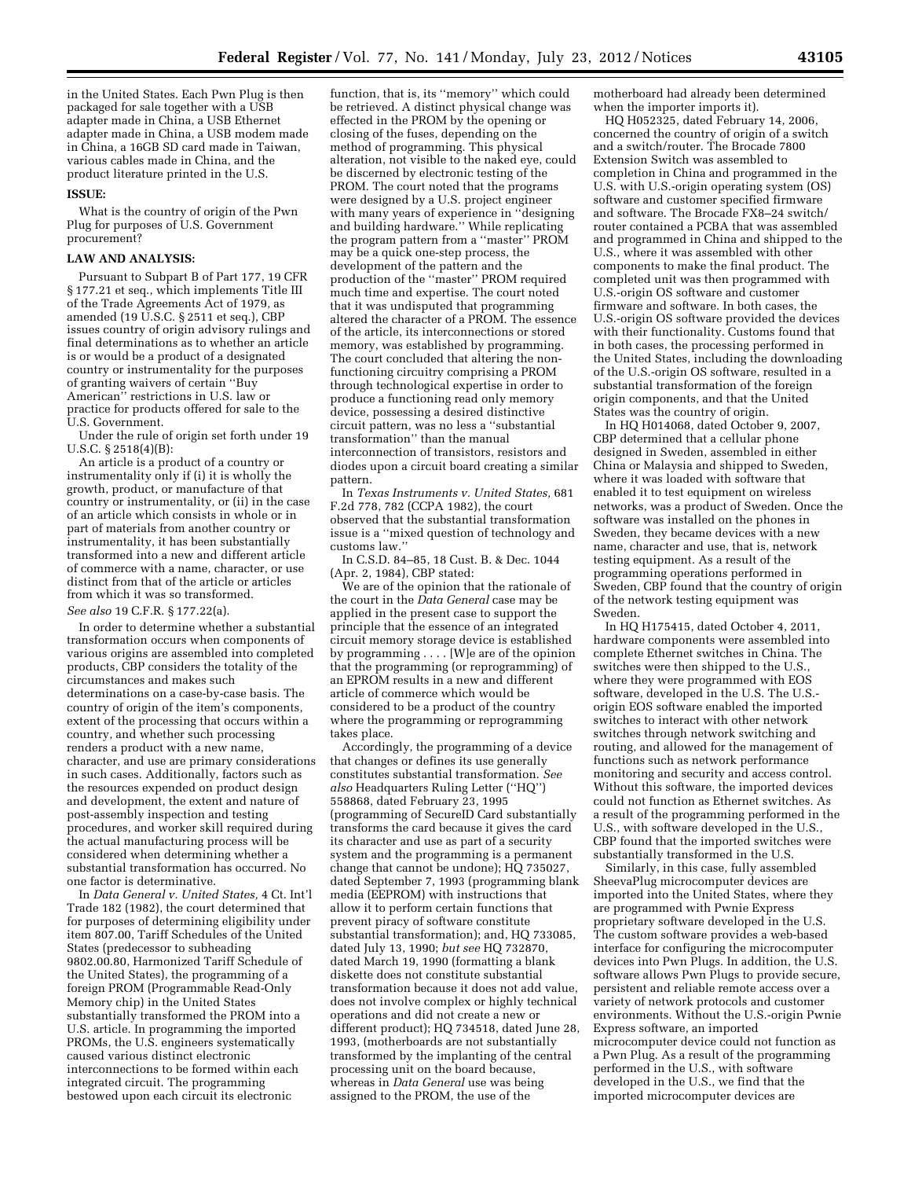in the United States. Each Pwn Plug is then packaged for sale together with a USB adapter made in China, a USB Ethernet adapter made in China, a USB modem made in China, a 16GB SD card made in Taiwan, various cables made in China, and the product literature printed in the U.S.

**ISSUE:**

What is the country of origin of the Pwn Plug for purposes of U.S. Government procurement?

**LAW AND ANALYSIS:**

Pursuant to Subpart B of Part 177, 19 CFR § 177.21 et seq., which implements Title III of the Trade Agreements Act of 1979, as amended (19 U.S.C. § 2511 et seq.), CBP issues country of origin advisory rulings and final determinations as to whether an article is or would be a product of a designated country or instrumentality for the purposes of granting waivers of certain ''Buy American'' restrictions in U.S. law or practice for products offered for sale to the U.S. Government.

Under the rule of origin set forth under 19 U.S.C. § 2518(4)(B):

An article is a product of a country or instrumentality only if (i) it is wholly the growth, product, or manufacture of that country or instrumentality, or (ii) in the case of an article which consists in whole or in part of materials from another country or instrumentality, it has been substantially transformed into a new and different article of commerce with a name, character, or use distinct from that of the article or articles from which it was so transformed.

*See also* 19 C.F.R. § 177.22(a).

In order to determine whether a substantial transformation occurs when components of various origins are assembled into completed products, CBP considers the totality of the circumstances and makes such determinations on a case-by-case basis. The country of origin of the item's components, extent of the processing that occurs within a country, and whether such processing renders a product with a new name, character, and use are primary considerations in such cases. Additionally, factors such as the resources expended on product design and development, the extent and nature of post-assembly inspection and testing procedures, and worker skill required during the actual manufacturing process will be considered when determining whether a substantial transformation has occurred. No one factor is determinative.

In *Data General v. United States,* 4 Ct. Int'l Trade 182 (1982), the court determined that for purposes of determining eligibility under item 807.00, Tariff Schedules of the United States (predecessor to subheading 9802.00.80, Harmonized Tariff Schedule of the United States), the programming of a foreign PROM (Programmable Read-Only Memory chip) in the United States substantially transformed the PROM into a U.S. article. In programming the imported PROMs, the U.S. engineers systematically caused various distinct electronic interconnections to be formed within each integrated circuit. The programming bestowed upon each circuit its electronic function, that is, its ''memory'' which could be retrieved. A distinct physical change was effected in the PROM by the opening or closing of the fuses, depending on the method of programming. This physical alteration, not visible to the naked eye, could be discerned by electronic testing of the PROM. The court noted that the programs were designed by a U.S. project engineer with many years of experience in ''designing and building hardware.'' While replicating the program pattern from a ''master'' PROM may be a quick one-step process, the development of the pattern and the production of the ''master'' PROM required much time and expertise. The court noted that it was undisputed that programming altered the character of a PROM. The essence of the article, its interconnections or stored memory, was established by programming. The court concluded that altering the non-functioning circuitry comprising a PROM through technological expertise in order to produce a functioning read only memory device, possessing a desired distinctive circuit pattern, was no less a ''substantial transformation'' than the manual interconnection of transistors, resistors and diodes upon a circuit board creating a similar pattern.

In *Texas Instruments v. United States,* 681 F.2d 778, 782 (CCPA 1982), the court observed that the substantial transformation issue is a ''mixed question of technology and customs law.''

In C.S.D. 84–85, 18 Cust. B. & Dec. 1044 (Apr. 2, 1984), CBP stated:

We are of the opinion that the rationale of the court in the *Data General* case may be applied in the present case to support the principle that the essence of an integrated circuit memory storage device is established by programming . . . . [W]e are of the opinion that the programming (or reprogramming) of an EPROM results in a new and different article of commerce which would be considered to be a product of the country where the programming or reprogramming takes place.

Accordingly, the programming of a device that changes or defines its use generally constitutes substantial transformation. *See also* Headquarters Ruling Letter (''HQ'') 558868, dated February 23, 1995 (programming of SecureID Card substantially transforms the card because it gives the card its character and use as part of a security system and the programming is a permanent change that cannot be undone); HQ 735027, dated September 7, 1993 (programming blank media (EEPROM) with instructions that allow it to perform certain functions that prevent piracy of software constitute substantial transformation); and, HQ 733085, dated July 13, 1990; *but see* HQ 732870, dated March 19, 1990 (formatting a blank diskette does not constitute substantial transformation because it does not add value, does not involve complex or highly technical operations and did not create a new or different product); HQ 734518, dated June 28, 1993, (motherboards are not substantially transformed by the implanting of the central processing unit on the board because, whereas in *Data General* use was being assigned to the PROM, the use of the motherboard had already been determined when the importer imports it).

HQ H052325, dated February 14, 2006, concerned the country of origin of a switch and a switch/router. The Brocade 7800 Extension Switch was assembled to completion in China and programmed in the U.S. with U.S.-origin operating system (OS) software and customer specified firmware and software. The Brocade FX8–24 switch/router contained a PCBA that was assembled and programmed in China and shipped to the U.S., where it was assembled with other components to make the final product. The completed unit was then programmed with U.S.-origin OS software and customer firmware and software. In both cases, the U.S.-origin OS software provided the devices with their functionality. Customs found that in both cases, the processing performed in the United States, including the downloading of the U.S.-origin OS software, resulted in a substantial transformation of the foreign origin components, and that the United States was the country of origin.

In HQ H014068, dated October 9, 2007, CBP determined that a cellular phone designed in Sweden, assembled in either China or Malaysia and shipped to Sweden, where it was loaded with software that enabled it to test equipment on wireless networks, was a product of Sweden. Once the software was installed on the phones in Sweden, they became devices with a new name, character and use, that is, network testing equipment. As a result of the programming operations performed in Sweden, CBP found that the country of origin of the network testing equipment was Sweden.

In HQ H175415, dated October 4, 2011, hardware components were assembled into complete Ethernet switches in China. The switches were then shipped to the U.S., where they were programmed with EOS software, developed in the U.S. The U.S.-origin EOS software enabled the imported switches to interact with other network switches through network switching and routing, and allowed for the management of functions such as network performance monitoring and security and access control. Without this software, the imported devices could not function as Ethernet switches. As a result of the programming performed in the U.S., with software developed in the U.S., CBP found that the imported switches were substantially transformed in the U.S.

Similarly, in this case, fully assembled SheevaPlug microcomputer devices are imported into the United States, where they are programmed with Pwnie Express proprietary software developed in the U.S. The custom software provides a web-based interface for configuring the microcomputer devices into Pwn Plugs. In addition, the U.S. software allows Pwn Plugs to provide secure, persistent and reliable remote access over a variety of network protocols and customer environments. Without the U.S.-origin Pwnie Express software, an imported microcomputer device could not function as a Pwn Plug. As a result of the programming performed in the U.S., with software developed in the U.S., we find that the imported microcomputer devices are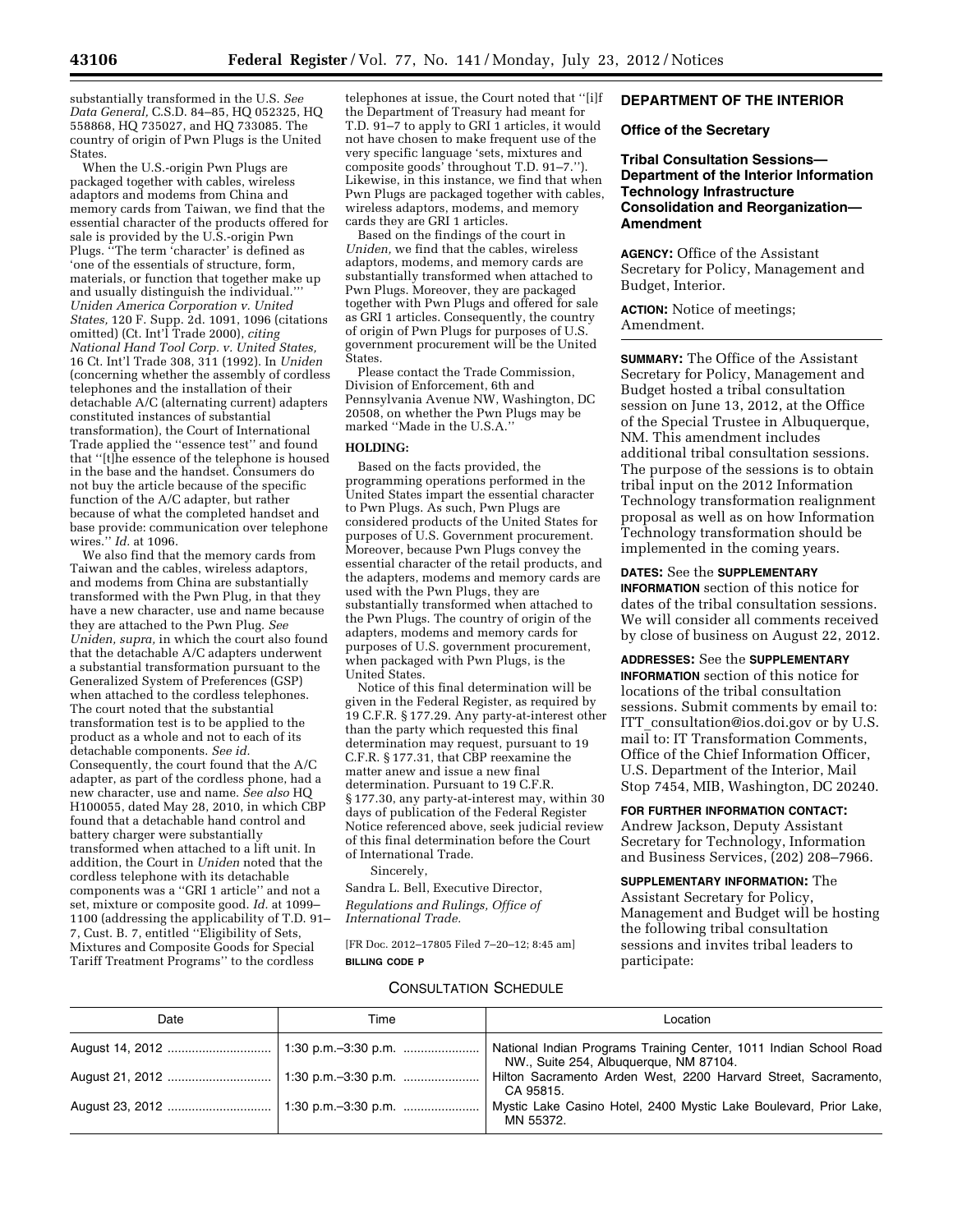substantially transformed in the U.S. *See Data General,* C.S.D. 84–85, HQ 052325, HQ 558868, HQ 735027, and HQ 733085. The country of origin of Pwn Plugs is the United States.

When the U.S.-origin Pwn Plugs are packaged together with cables, wireless adaptors and modems from China and memory cards from Taiwan, we find that the essential character of the products offered for sale is provided by the U.S.-origin Pwn Plugs. ''The term 'character' is defined as 'one of the essentials of structure, form, materials, or function that together make up and usually distinguish the individual.''' *Uniden America Corporation v. United States,* 120 F. Supp. 2d. 1091, 1096 (citations omitted) (Ct. Int'l Trade 2000), *citing National Hand Tool Corp. v. United States,* 16 Ct. Int'l Trade 308, 311 (1992). In *Uniden* (concerning whether the assembly of cordless telephones and the installation of their detachable A/C (alternating current) adapters constituted instances of substantial transformation), the Court of International Trade applied the ''essence test'' and found that ''[t]he essence of the telephone is housed in the base and the handset. Consumers do not buy the article because of the specific function of the A/C adapter, but rather because of what the completed handset and base provide: communication over telephone wires.'' *Id.* at 1096.

We also find that the memory cards from Taiwan and the cables, wireless adaptors, and modems from China are substantially transformed with the Pwn Plug, in that they have a new character, use and name because they are attached to the Pwn Plug. *See Uniden, supra,* in which the court also found that the detachable A/C adapters underwent a substantial transformation pursuant to the Generalized System of Preferences (GSP) when attached to the cordless telephones. The court noted that the substantial transformation test is to be applied to the product as a whole and not to each of its detachable components. *See id.* Consequently, the court found that the A/C adapter, as part of the cordless phone, had a new character, use and name. *See also* HQ H100055, dated May 28, 2010, in which CBP found that a detachable hand control and battery charger were substantially transformed when attached to a lift unit. In addition, the Court in *Uniden* noted that the cordless telephone with its detachable components was a ''GRI 1 article'' and not a set, mixture or composite good. *Id.* at 1099–1100 (addressing the applicability of T.D. 91–7, Cust. B. 7, entitled ''Eligibility of Sets, Mixtures and Composite Goods for Special Tariff Treatment Programs'' to the cordless telephones at issue, the Court noted that ''[i]f the Department of Treasury had meant for T.D. 91–7 to apply to GRI 1 articles, it would not have chosen to make frequent use of the very specific language 'sets, mixtures and composite goods' throughout T.D. 91–7.''). Likewise, in this instance, we find that when Pwn Plugs are packaged together with cables, wireless adaptors, modems, and memory cards they are GRI 1 articles.

Based on the findings of the court in *Uniden,* we find that the cables, wireless adaptors, modems, and memory cards are substantially transformed when attached to Pwn Plugs. Moreover, they are packaged together with Pwn Plugs and offered for sale as GRI 1 articles. Consequently, the country of origin of Pwn Plugs for purposes of U.S. government procurement will be the United States.

Please contact the Trade Commission, Division of Enforcement, 6th and Pennsylvania Avenue NW, Washington, DC 20508, on whether the Pwn Plugs may be marked ''Made in the U.S.A.''

**HOLDING:**

Based on the facts provided, the programming operations performed in the United States impart the essential character to Pwn Plugs. As such, Pwn Plugs are considered products of the United States for purposes of U.S. Government procurement. Moreover, because Pwn Plugs convey the essential character of the retail products, and the adapters, modems and memory cards are used with the Pwn Plugs, they are substantially transformed when attached to the Pwn Plugs. The country of origin of the adapters, modems and memory cards for purposes of U.S. government procurement, when packaged with Pwn Plugs, is the United States.

Notice of this final determination will be given in the Federal Register, as required by 19 C.F.R. § 177.29. Any party-at-interest other than the party which requested this final determination may request, pursuant to 19 C.F.R. § 177.31, that CBP reexamine the matter anew and issue a new final determination. Pursuant to 19 C.F.R. § 177.30, any party-at-interest may, within 30 days of publication of the Federal Register Notice referenced above, seek judicial review of this final determination before the Court of International Trade.

Sincerely,

Sandra L. Bell, Executive Director,
*Regulations and Rulings, Office of International Trade.*

[FR Doc. 2012–17805 Filed 7–20–12; 8:45 am]

**BILLING CODE P**

## DEPARTMENT OF THE INTERIOR

### Office of the Secretary

### Tribal Consultation Sessions—Department of the Interior Information Technology Infrastructure Consolidation and Reorganization—Amendment

**AGENCY:** Office of the Assistant Secretary for Policy, Management and Budget, Interior.

**ACTION:** Notice of meetings; Amendment.

**SUMMARY:** The Office of the Assistant Secretary for Policy, Management and Budget hosted a tribal consultation session on June 13, 2012, at the Office of the Special Trustee in Albuquerque, NM. This amendment includes additional tribal consultation sessions. The purpose of the sessions is to obtain tribal input on the 2012 Information Technology transformation realignment proposal as well as on how Information Technology transformation should be implemented in the coming years.

**DATES:** See the **SUPPLEMENTARY INFORMATION** section of this notice for dates of the tribal consultation sessions. We will consider all comments received by close of business on August 22, 2012.

**ADDRESSES:** See the **SUPPLEMENTARY INFORMATION** section of this notice for locations of the tribal consultation sessions. Submit comments by email to: ITT_consultation@ios.doi.gov or by U.S. mail to: IT Transformation Comments, Office of the Chief Information Officer, U.S. Department of the Interior, Mail Stop 7454, MIB, Washington, DC 20240.

**FOR FURTHER INFORMATION CONTACT:** Andrew Jackson, Deputy Assistant Secretary for Technology, Information and Business Services, (202) 208–7966.

**SUPPLEMENTARY INFORMATION:** The Assistant Secretary for Policy, Management and Budget will be hosting the following tribal consultation sessions and invites tribal leaders to participate:

CONSULTATION SCHEDULE

| Date | Time | Location |
|---|---|---|
| August 14, 2012 | 1:30 p.m.–3:30 p.m. | National Indian Programs Training Center, 1011 Indian School Road NW., Suite 254, Albuquerque, NM 87104. |
| August 21, 2012 | 1:30 p.m.–3:30 p.m. | Hilton Sacramento Arden West, 2200 Harvard Street, Sacramento, CA 95815. |
| August 23, 2012 | 1:30 p.m.–3:30 p.m. | Mystic Lake Casino Hotel, 2400 Mystic Lake Boulevard, Prior Lake, MN 55372. |